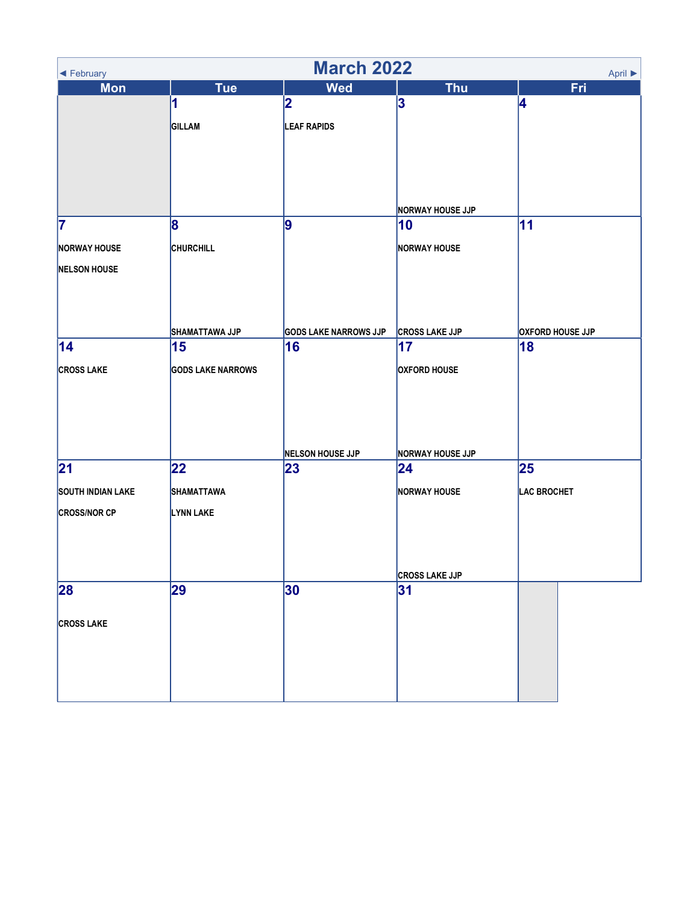# March 2022

◄ February | April ►

| Mon | Tue | Wed | Thu | Fri |
|---|---|---|---|---|
| | **1**<br>GILLAM | **2**<br>LEAF RAPIDS | **3**<br>NORWAY HOUSE JJP | **4** |
| **7**<br>NORWAY HOUSE<br>NELSON HOUSE | **8**<br>CHURCHILL<br>SHAMATTAWA JJP | **9**<br>GODS LAKE NARROWS JJP | **10**<br>NORWAY HOUSE<br>CROSS LAKE JJP | **11**<br>OXFORD HOUSE JJP |
| **14**<br>CROSS LAKE | **15**<br>GODS LAKE NARROWS | **16**<br>NELSON HOUSE JJP | **17**<br>OXFORD HOUSE<br>NORWAY HOUSE JJP | **18** |
| **21**<br>SOUTH INDIAN LAKE<br>CROSS/NOR CP | **22**<br>SHAMATTAWA<br>LYNN LAKE | **23** | **24**<br>NORWAY HOUSE<br>CROSS LAKE JJP | **25**<br>LAC BROCHET |
| **28**<br>CROSS LAKE | **29** | **30** | **31** | |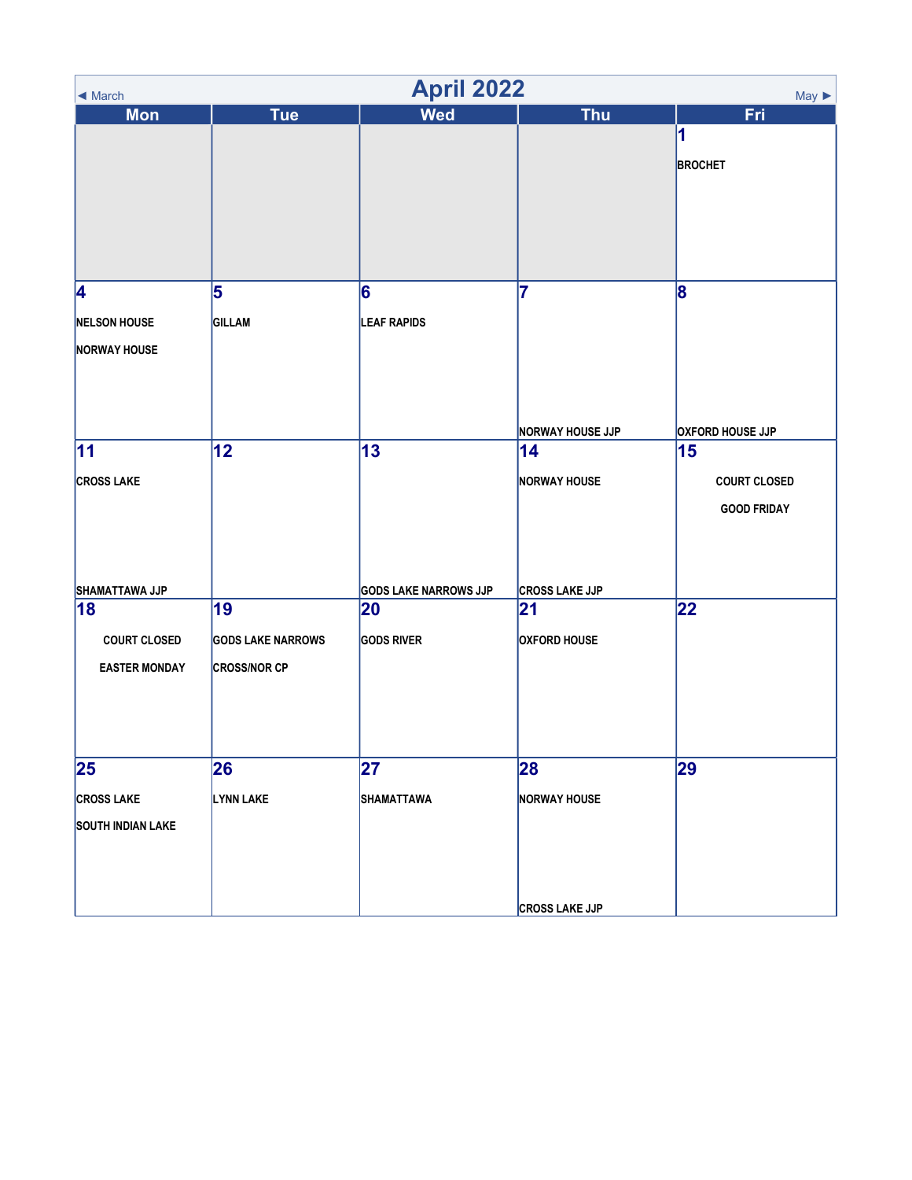# April 2022

◄ March | May ►

| Mon | Tue | Wed | Thu | Fri |
|---|---|---|---|---|
| | | | | **1**<br>BROCHET |
| **4**<br>NELSON HOUSE<br>NORWAY HOUSE | **5**<br>GILLAM | **6**<br>LEAF RAPIDS | **7**<br>NORWAY HOUSE JJP | **8**<br>OXFORD HOUSE JJP |
| **11**<br>CROSS LAKE<br>SHAMATTAWA JJP | **12** | **13**<br>GODS LAKE NARROWS JJP | **14**<br>NORWAY HOUSE<br>CROSS LAKE JJP | **15**<br>COURT CLOSED<br>GOOD FRIDAY |
| **18**<br>COURT CLOSED<br>EASTER MONDAY | **19**<br>GODS LAKE NARROWS<br>CROSS/NOR CP | **20**<br>GODS RIVER | **21**<br>OXFORD HOUSE | **22** |
| **25**<br>CROSS LAKE<br>SOUTH INDIAN LAKE | **26**<br>LYNN LAKE | **27**<br>SHAMATTAWA | **28**<br>NORWAY HOUSE<br>CROSS LAKE JJP | **29** |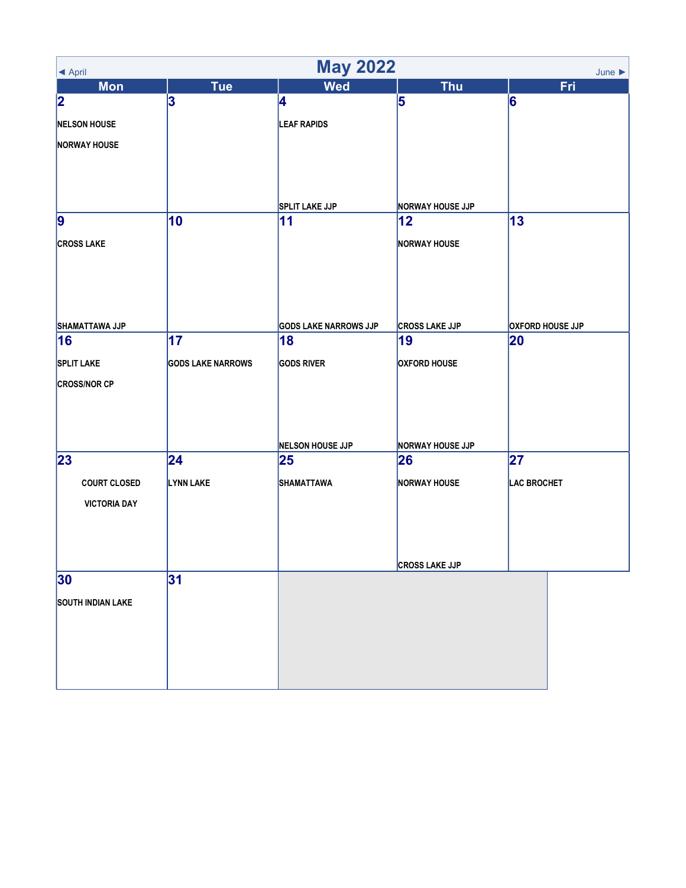# May 2022

◄ April | June ►

| Mon | Tue | Wed | Thu | Fri |
|---|---|---|---|---|
| **2**<br>NELSON HOUSE<br>NORWAY HOUSE | **3** | **4**<br>LEAF RAPIDS<br>SPLIT LAKE JJP | **5**<br>NORWAY HOUSE JJP | **6** |
| **9**<br>CROSS LAKE<br>SHAMATTAWA JJP | **10** | **11**<br>GODS LAKE NARROWS JJP | **12**<br>NORWAY HOUSE<br>CROSS LAKE JJP | **13**<br>OXFORD HOUSE JJP |
| **16**<br>SPLIT LAKE<br>CROSS/NOR CP | **17**<br>GODS LAKE NARROWS | **18**<br>GODS RIVER<br>NELSON HOUSE JJP | **19**<br>OXFORD HOUSE<br>NORWAY HOUSE JJP | **20** |
| **23**<br>COURT CLOSED<br>VICTORIA DAY | **24**<br>LYNN LAKE | **25**<br>SHAMATTAWA | **26**<br>NORWAY HOUSE<br>CROSS LAKE JJP | **27**<br>LAC BROCHET |
| **30**<br>SOUTH INDIAN LAKE | **31** | | | |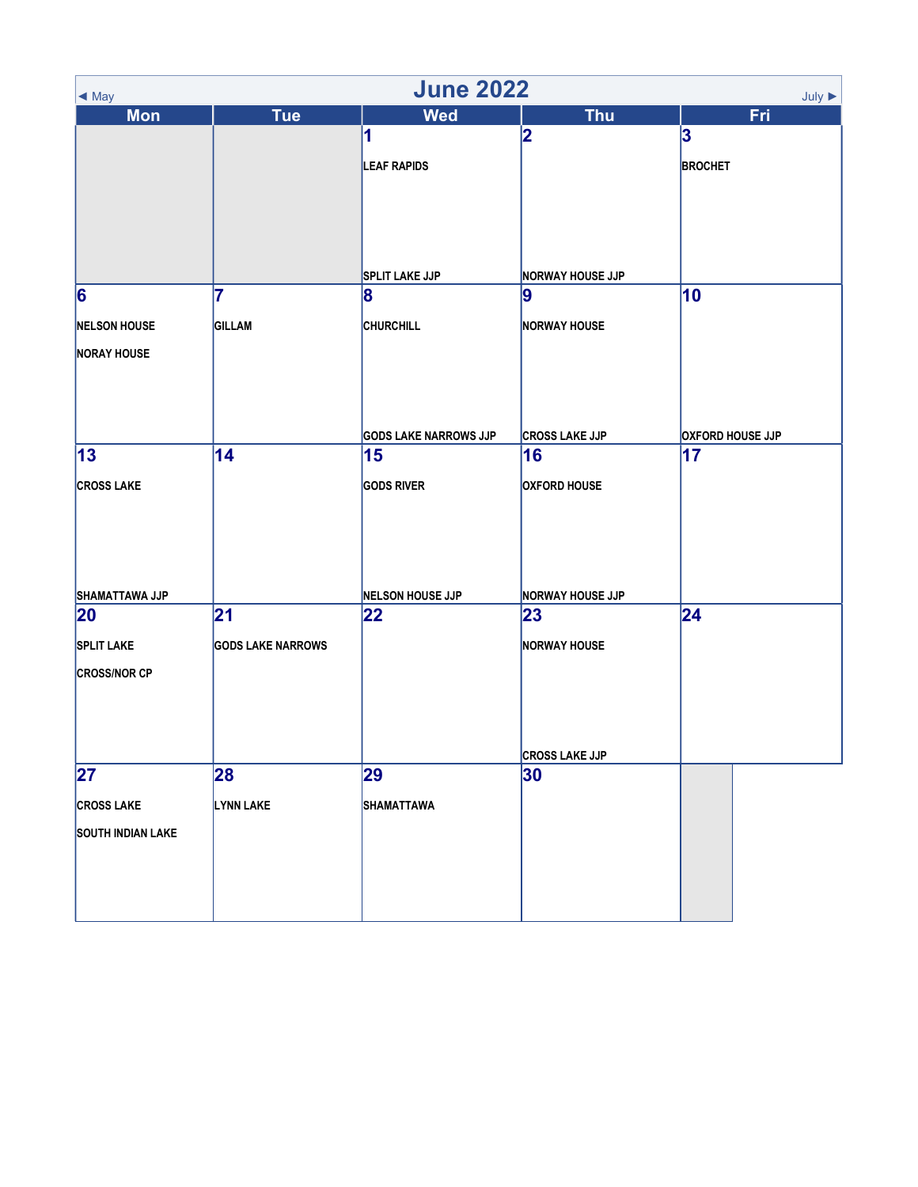# June 2022

◄ May | July ►

| Mon | Tue | Wed | Thu | Fri |
|---|---|---|---|---|
| | | **1**<br>LEAF RAPIDS<br>SPLIT LAKE JJP | **2**<br>NORWAY HOUSE JJP | **3**<br>BROCHET |
| **6**<br>NELSON HOUSE<br>NORAY HOUSE | **7**<br>GILLAM | **8**<br>CHURCHILL<br>GODS LAKE NARROWS JJP | **9**<br>NORWAY HOUSE<br>CROSS LAKE JJP | **10**<br>OXFORD HOUSE JJP |
| **13**<br>CROSS LAKE<br>SHAMATTAWA JJP | **14** | **15**<br>GODS RIVER<br>NELSON HOUSE JJP | **16**<br>OXFORD HOUSE<br>NORWAY HOUSE JJP | **17** |
| **20**<br>SPLIT LAKE<br>CROSS/NOR CP | **21**<br>GODS LAKE NARROWS | **22** | **23**<br>NORWAY HOUSE<br>CROSS LAKE JJP | **24** |
| **27**<br>CROSS LAKE<br>SOUTH INDIAN LAKE | **28**<br>LYNN LAKE | **29**<br>SHAMATTAWA | **30** | |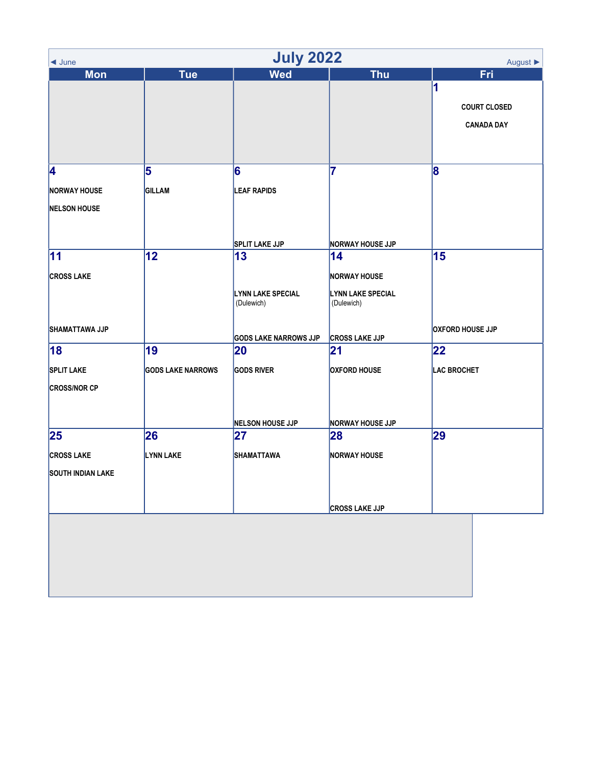# July 2022

◄ June | August ►

| Mon | Tue | Wed | Thu | Fri |
|---|---|---|---|---|
| | | | | **1**<br>COURT CLOSED<br>CANADA DAY |
| **4**<br>NORWAY HOUSE<br>NELSON HOUSE | **5**<br>GILLAM | **6**<br>LEAF RAPIDS<br>SPLIT LAKE JJP | **7**<br>NORWAY HOUSE JJP | **8** |
| **11**<br>CROSS LAKE<br>SHAMATTAWA JJP | **12** | **13**<br>LYNN LAKE SPECIAL (Dulewich)<br>GODS LAKE NARROWS JJP | **14**<br>NORWAY HOUSE<br>LYNN LAKE SPECIAL (Dulewich)<br>CROSS LAKE JJP | **15**<br>OXFORD HOUSE JJP |
| **18**<br>SPLIT LAKE<br>CROSS/NOR CP | **19**<br>GODS LAKE NARROWS | **20**<br>GODS RIVER<br>NELSON HOUSE JJP | **21**<br>OXFORD HOUSE<br>NORWAY HOUSE JJP | **22**<br>LAC BROCHET |
| **25**<br>CROSS LAKE<br>SOUTH INDIAN LAKE | **26**<br>LYNN LAKE | **27**<br>SHAMATTAWA | **28**<br>NORWAY HOUSE<br>CROSS LAKE JJP | **29** |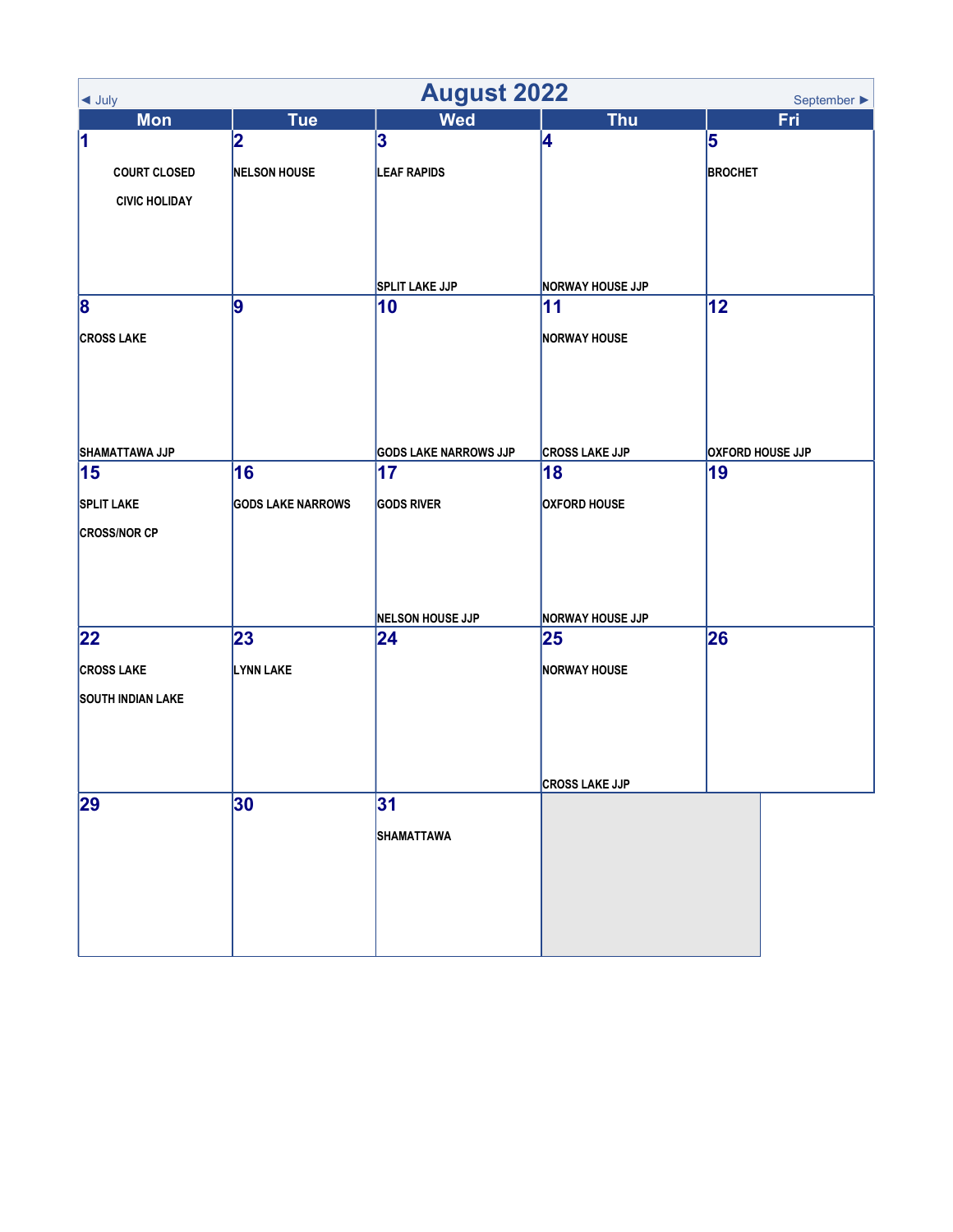# August 2022

◄ July | September ►

| Mon | Tue | Wed | Thu | Fri |
|---|---|---|---|---|
| **1**<br>COURT CLOSED<br>CIVIC HOLIDAY | **2**<br>NELSON HOUSE | **3**<br>LEAF RAPIDS<br>SPLIT LAKE JJP | **4**<br>NORWAY HOUSE JJP | **5**<br>BROCHET |
| **8**<br>CROSS LAKE<br>SHAMATTAWA JJP | **9** | **10**<br>GODS LAKE NARROWS JJP | **11**<br>NORWAY HOUSE<br>CROSS LAKE JJP | **12**<br>OXFORD HOUSE JJP |
| **15**<br>SPLIT LAKE<br>CROSS/NOR CP | **16**<br>GODS LAKE NARROWS | **17**<br>GODS RIVER<br>NELSON HOUSE JJP | **18**<br>OXFORD HOUSE<br>NORWAY HOUSE JJP | **19** |
| **22**<br>CROSS LAKE<br>SOUTH INDIAN LAKE | **23**<br>LYNN LAKE | **24** | **25**<br>NORWAY HOUSE<br>CROSS LAKE JJP | **26** |
| **29** | **30** | **31**<br>SHAMATTAWA | | |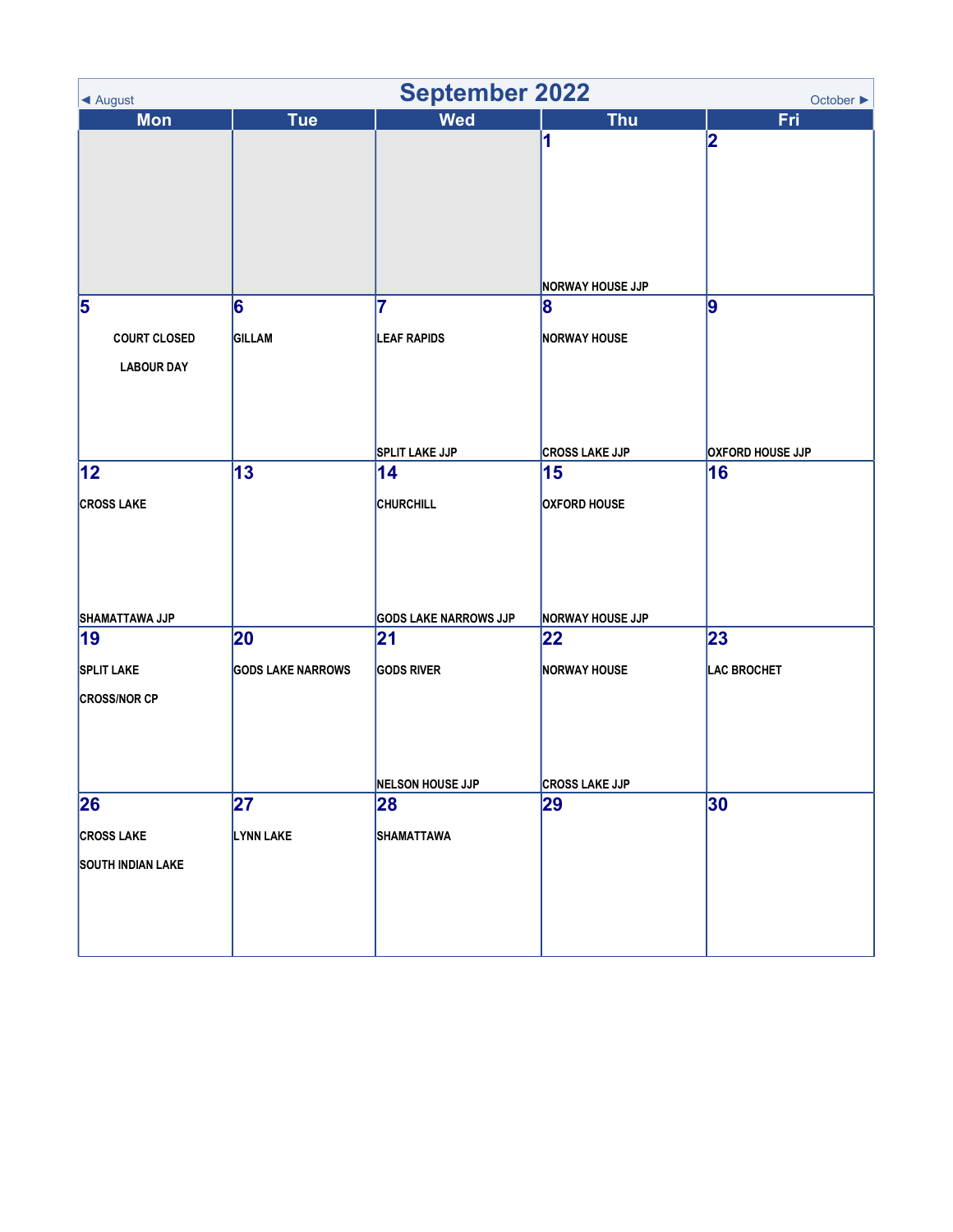# September 2022

◄ August | October ►

| Mon | Tue | Wed | Thu | Fri |
|---|---|---|---|---|
| | | | 1<br>NORWAY HOUSE JJP | 2 |
| 5<br>COURT CLOSED<br>LABOUR DAY | 6<br>GILLAM | 7<br>LEAF RAPIDS<br>SPLIT LAKE JJP | 8<br>NORWAY HOUSE<br>CROSS LAKE JJP | 9<br>OXFORD HOUSE JJP |
| 12<br>CROSS LAKE<br>SHAMATTAWA JJP | 13 | 14<br>CHURCHILL<br>GODS LAKE NARROWS JJP | 15<br>OXFORD HOUSE<br>NORWAY HOUSE JJP | 16 |
| 19<br>SPLIT LAKE<br>CROSS/NOR CP | 20<br>GODS LAKE NARROWS | 21<br>GODS RIVER<br>NELSON HOUSE JJP | 22<br>NORWAY HOUSE<br>CROSS LAKE JJP | 23<br>LAC BROCHET |
| 26<br>CROSS LAKE<br>SOUTH INDIAN LAKE | 27<br>LYNN LAKE | 28<br>SHAMATTAWA | 29 | 30 |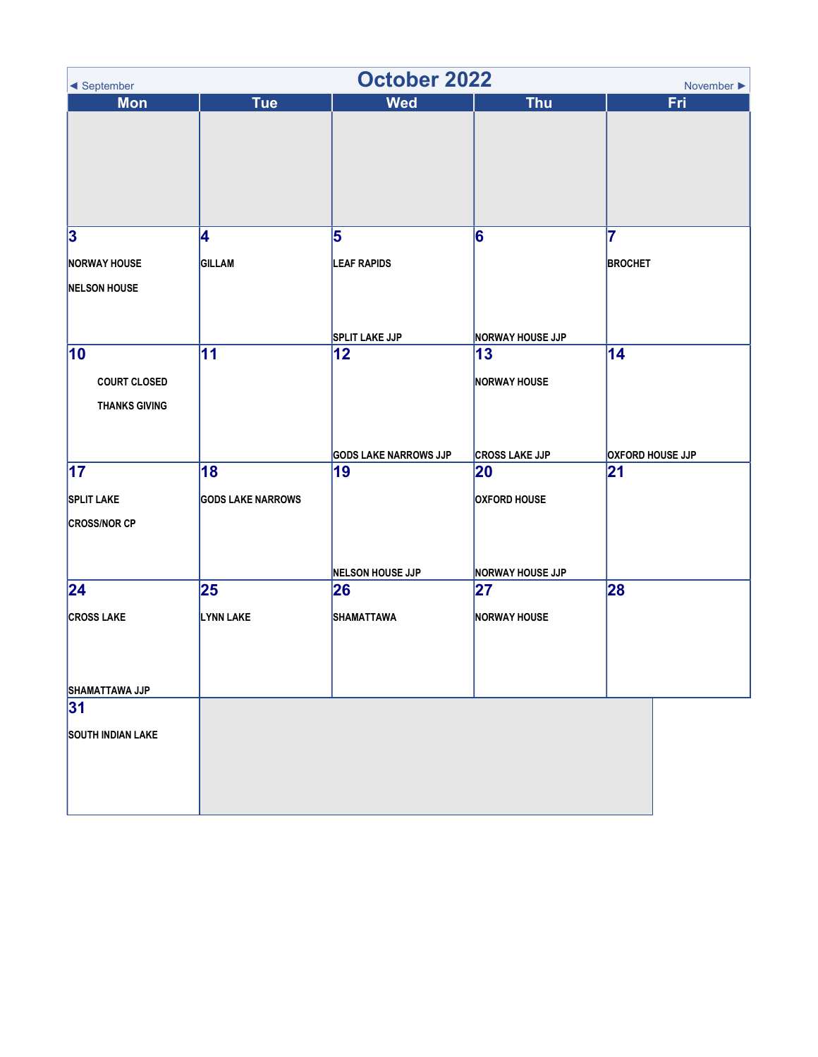# October 2022

◄ September | November ►

| Mon | Tue | Wed | Thu | Fri |
|---|---|---|---|---|
| | | | | |
| **3**<br>NORWAY HOUSE<br>NELSON HOUSE | **4**<br>GILLAM | **5**<br>LEAF RAPIDS<br>SPLIT LAKE JJP | **6**<br>NORWAY HOUSE JJP | **7**<br>BROCHET |
| **10**<br>COURT CLOSED<br>THANKS GIVING | **11** | **12**<br>GODS LAKE NARROWS JJP | **13**<br>NORWAY HOUSE<br>CROSS LAKE JJP | **14**<br>OXFORD HOUSE JJP |
| **17**<br>SPLIT LAKE<br>CROSS/NOR CP | **18**<br>GODS LAKE NARROWS | **19**<br>NELSON HOUSE JJP | **20**<br>OXFORD HOUSE<br>NORWAY HOUSE JJP | **21** |
| **24**<br>CROSS LAKE<br>SHAMATTAWA JJP | **25**<br>LYNN LAKE | **26**<br>SHAMATTAWA | **27**<br>NORWAY HOUSE | **28** |
| **31**<br>SOUTH INDIAN LAKE | | | | |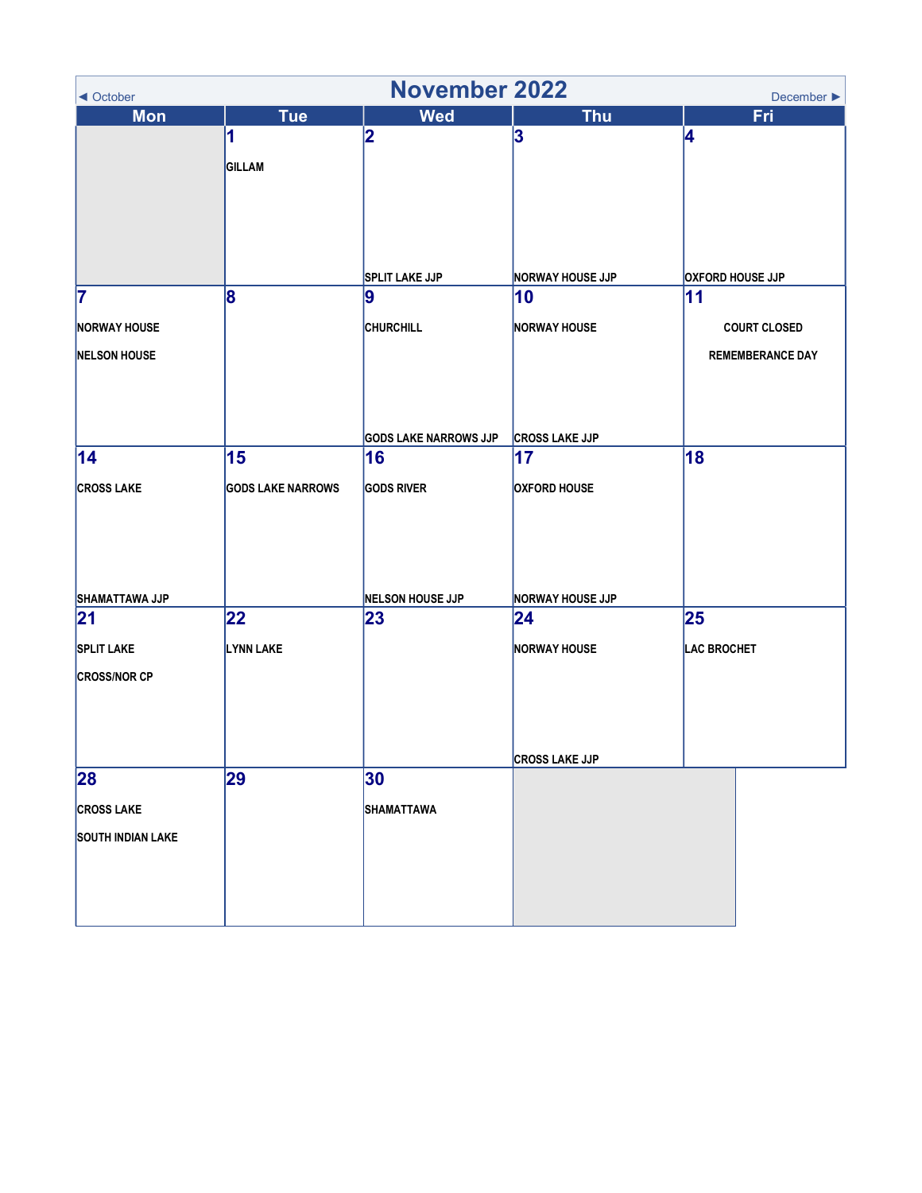# November 2022

◄ October | December ►

| Mon | Tue | Wed | Thu | Fri |
|---|---|---|---|---|
| | **1**<br>GILLAM | **2**<br>SPLIT LAKE JJP | **3**<br>NORWAY HOUSE JJP | **4**<br>OXFORD HOUSE JJP |
| **7**<br>NORWAY HOUSE<br>NELSON HOUSE | **8** | **9**<br>CHURCHILL<br>GODS LAKE NARROWS JJP | **10**<br>NORWAY HOUSE<br>CROSS LAKE JJP | **11**<br>COURT CLOSED<br>REMEMBERANCE DAY |
| **14**<br>CROSS LAKE<br>SHAMATTAWA JJP | **15**<br>GODS LAKE NARROWS | **16**<br>GODS RIVER<br>NELSON HOUSE JJP | **17**<br>OXFORD HOUSE<br>NORWAY HOUSE JJP | **18** |
| **21**<br>SPLIT LAKE<br>CROSS/NOR CP | **22**<br>LYNN LAKE | **23** | **24**<br>NORWAY HOUSE<br>CROSS LAKE JJP | **25**<br>LAC BROCHET |
| **28**<br>CROSS LAKE<br>SOUTH INDIAN LAKE | **29** | **30**<br>SHAMATTAWA | | |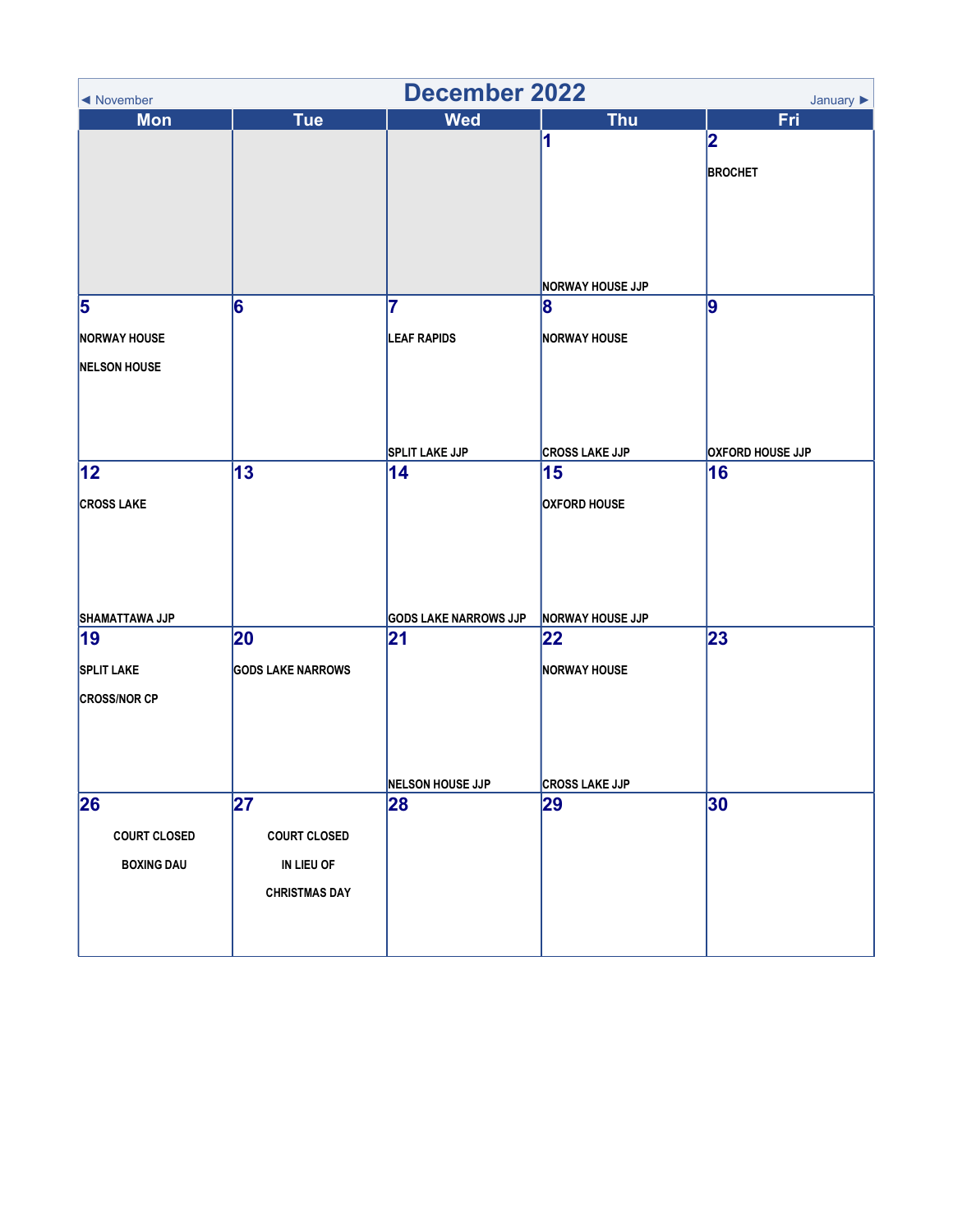## December 2022

◄ November | January ►

| Mon | Tue | Wed | Thu | Fri |
|---|---|---|---|---|
| | | | 1<br><br>NORWAY HOUSE JJP | 2<br>BROCHET |
| 5<br>NORWAY HOUSE<br>NELSON HOUSE | 6 | 7<br>LEAF RAPIDS<br><br>SPLIT LAKE JJP | 8<br>NORWAY HOUSE<br><br>CROSS LAKE JJP | 9<br><br>OXFORD HOUSE JJP |
| 12<br>CROSS LAKE<br><br>SHAMATTAWA JJP | 13 | 14<br><br>GODS LAKE NARROWS JJP | 15<br>OXFORD HOUSE<br><br>NORWAY HOUSE JJP | 16 |
| 19<br>SPLIT LAKE<br>CROSS/NOR CP | 20<br>GODS LAKE NARROWS | 21<br><br>NELSON HOUSE JJP | 22<br>NORWAY HOUSE<br><br>CROSS LAKE JJP | 23 |
| 26<br>COURT CLOSED<br>BOXING DAU | 27<br>COURT CLOSED<br>IN LIEU OF<br>CHRISTMAS DAY | 28 | 29 | 30 |